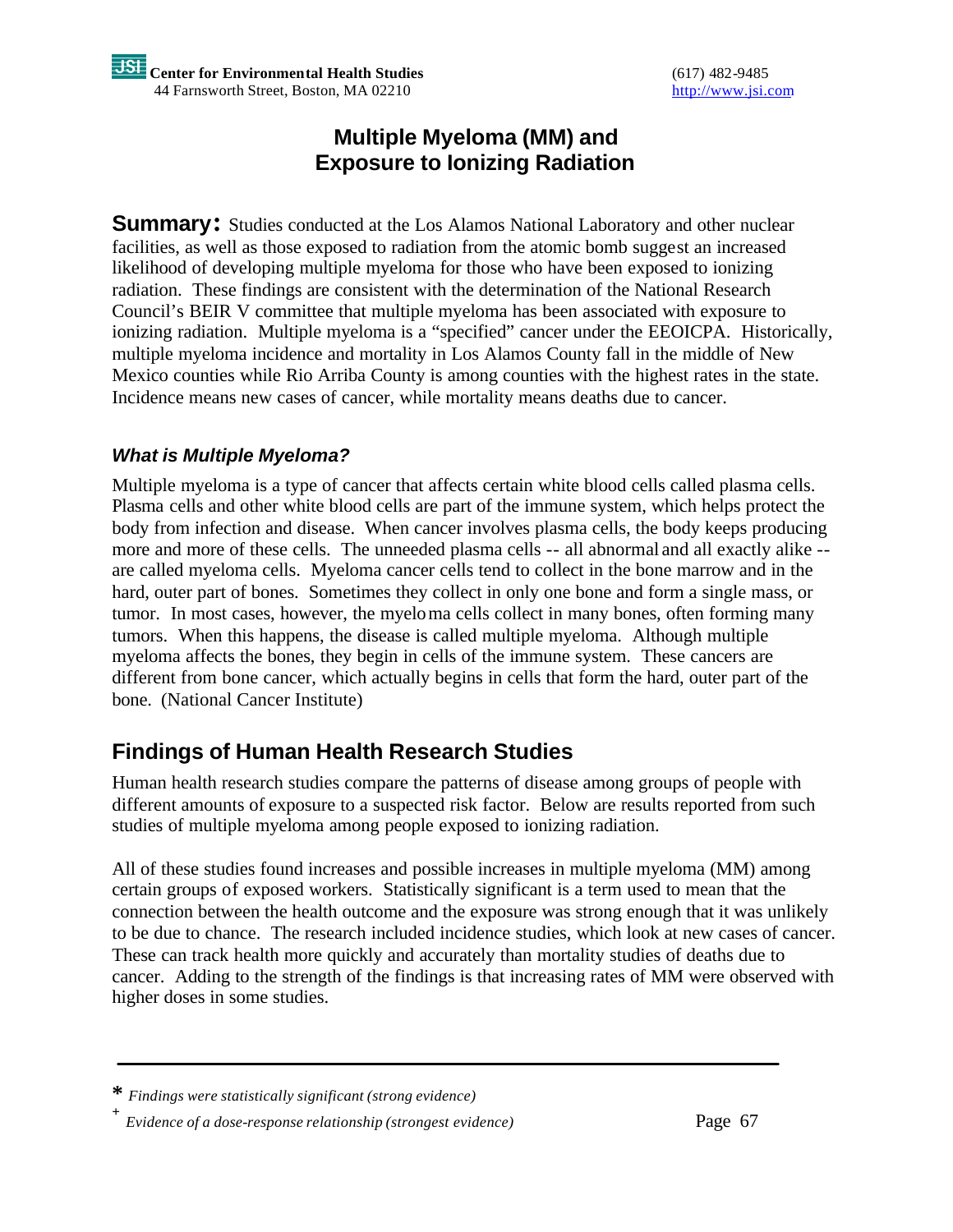**JSI Center for Environmental Health Studies**
44 Farnsworth Street, Boston, MA 02210

(617) 482-9485
http://www.jsi.com

# Multiple Myeloma (MM) and Exposure to Ionizing Radiation

**Summary:** Studies conducted at the Los Alamos National Laboratory and other nuclear facilities, as well as those exposed to radiation from the atomic bomb suggest an increased likelihood of developing multiple myeloma for those who have been exposed to ionizing radiation. These findings are consistent with the determination of the National Research Council's BEIR V committee that multiple myeloma has been associated with exposure to ionizing radiation. Multiple myeloma is a "specified" cancer under the EEOICPA. Historically, multiple myeloma incidence and mortality in Los Alamos County fall in the middle of New Mexico counties while Rio Arriba County is among counties with the highest rates in the state. Incidence means new cases of cancer, while mortality means deaths due to cancer.

### *What is Multiple Myeloma?*

Multiple myeloma is a type of cancer that affects certain white blood cells called plasma cells. Plasma cells and other white blood cells are part of the immune system, which helps protect the body from infection and disease. When cancer involves plasma cells, the body keeps producing more and more of these cells. The unneeded plasma cells -- all abnormal and all exactly alike -- are called myeloma cells. Myeloma cancer cells tend to collect in the bone marrow and in the hard, outer part of bones. Sometimes they collect in only one bone and form a single mass, or tumor. In most cases, however, the myeloma cells collect in many bones, often forming many tumors. When this happens, the disease is called multiple myeloma. Although multiple myeloma affects the bones, they begin in cells of the immune system. These cancers are different from bone cancer, which actually begins in cells that form the hard, outer part of the bone. (National Cancer Institute)

## Findings of Human Health Research Studies

Human health research studies compare the patterns of disease among groups of people with different amounts of exposure to a suspected risk factor. Below are results reported from such studies of multiple myeloma among people exposed to ionizing radiation.

All of these studies found increases and possible increases in multiple myeloma (MM) among certain groups of exposed workers. Statistically significant is a term used to mean that the connection between the health outcome and the exposure was strong enough that it was unlikely to be due to chance. The research included incidence studies, which look at new cases of cancer. These can track health more quickly and accurately than mortality studies of deaths due to cancer. Adding to the strength of the findings is that increasing rates of MM were observed with higher doses in some studies.

---

\* *Findings were statistically significant (strong evidence)*

\+ *Evidence of a dose-response relationship (strongest evidence)*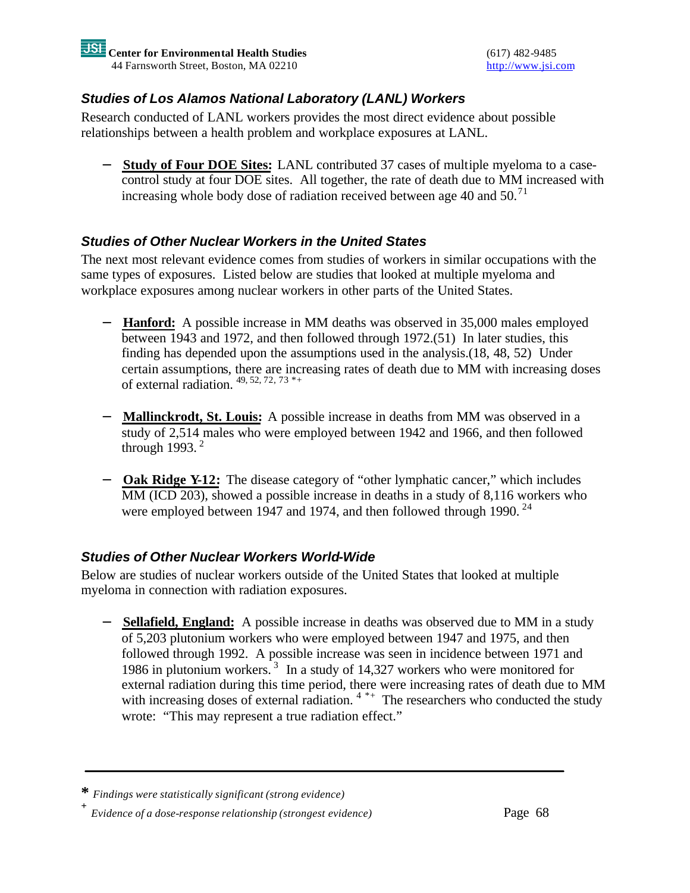### *Studies of Los Alamos National Laboratory (LANL) Workers*

Research conducted of LANL workers provides the most direct evidence about possible relationships between a health problem and workplace exposures at LANL.

- **Study of Four DOE Sites:** LANL contributed 37 cases of multiple myeloma to a case-control study at four DOE sites. All together, the rate of death due to MM increased with increasing whole body dose of radiation received between age 40 and 50.[71]

### *Studies of Other Nuclear Workers in the United States*

The next most relevant evidence comes from studies of workers in similar occupations with the same types of exposures. Listed below are studies that looked at multiple myeloma and workplace exposures among nuclear workers in other parts of the United States.

- **Hanford:** A possible increase in MM deaths was observed in 35,000 males employed between 1943 and 1972, and then followed through 1972.(51) In later studies, this finding has depended upon the assumptions used in the analysis.(18, 48, 52) Under certain assumptions, there are increasing rates of death due to MM with increasing doses of external radiation. [49, 52, 72, 73 *+]

- **Mallinckrodt, St. Louis:** A possible increase in deaths from MM was observed in a study of 2,514 males who were employed between 1942 and 1966, and then followed through 1993. [2]

- **Oak Ridge Y-12:** The disease category of "other lymphatic cancer," which includes MM (ICD 203), showed a possible increase in deaths in a study of 8,116 workers who were employed between 1947 and 1974, and then followed through 1990. [24]

### *Studies of Other Nuclear Workers World-Wide*

Below are studies of nuclear workers outside of the United States that looked at multiple myeloma in connection with radiation exposures.

- **Sellafield, England:** A possible increase in deaths was observed due to MM in a study of 5,203 plutonium workers who were employed between 1947 and 1975, and then followed through 1992. A possible increase was seen in incidence between 1971 and 1986 in plutonium workers. [3] In a study of 14,327 workers who were monitored for external radiation during this time period, there were increasing rates of death due to MM with increasing doses of external radiation. [4 *+] The researchers who conducted the study wrote: "This may represent a true radiation effect."

---

\* *Findings were statistically significant (strong evidence)*

\+ *Evidence of a dose-response relationship (strongest evidence)*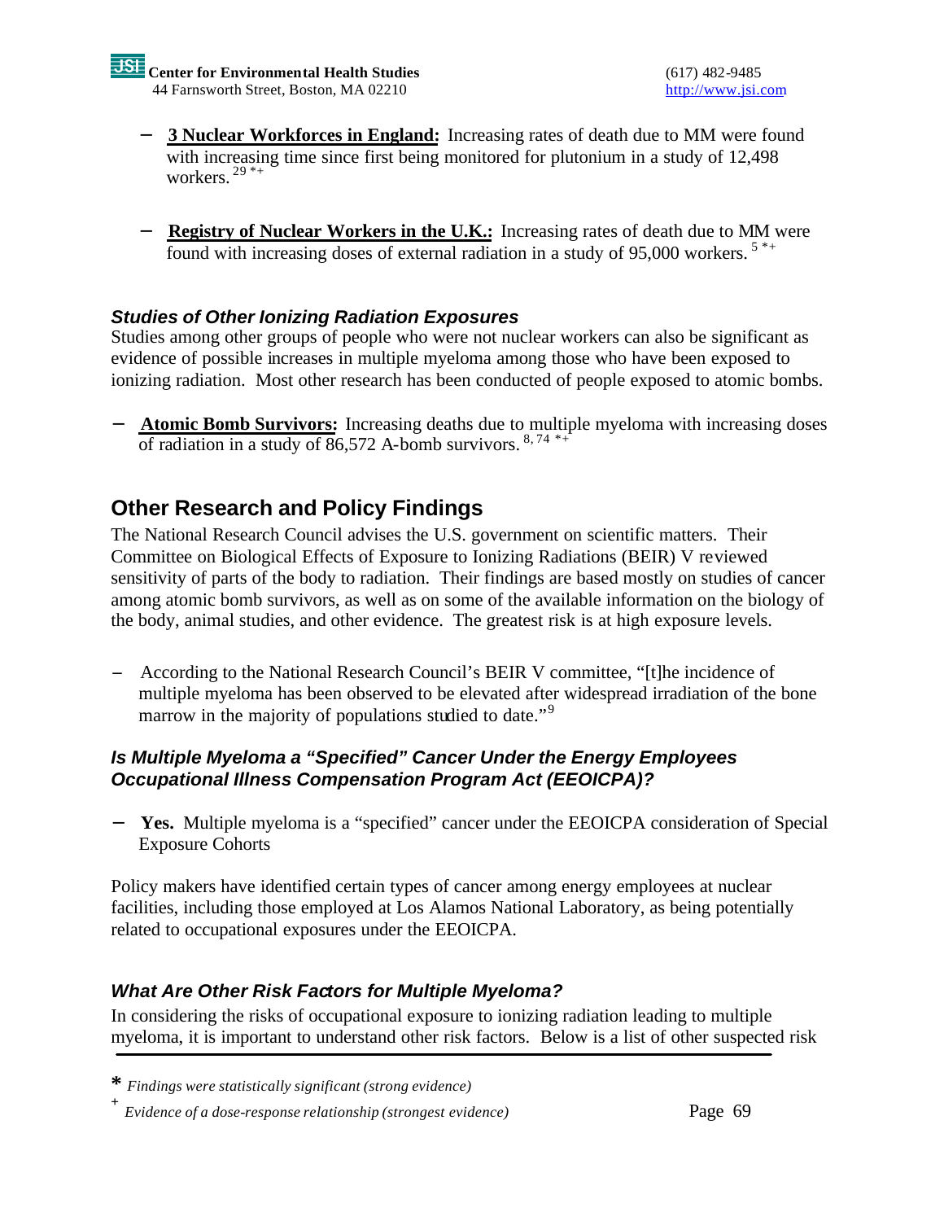- **3 Nuclear Workforces in England:** Increasing rates of death due to MM were found with increasing time since first being monitored for plutonium in a study of 12,498 workers. [29 *+]

- **Registry of Nuclear Workers in the U.K.:** Increasing rates of death due to MM were found with increasing doses of external radiation in a study of 95,000 workers. [5 *+]

### *Studies of Other Ionizing Radiation Exposures*

Studies among other groups of people who were not nuclear workers can also be significant as evidence of possible increases in multiple myeloma among those who have been exposed to ionizing radiation. Most other research has been conducted of people exposed to atomic bombs.

- **Atomic Bomb Survivors:** Increasing deaths due to multiple myeloma with increasing doses of radiation in a study of 86,572 A-bomb survivors. [8, 74 *+]

## Other Research and Policy Findings

The National Research Council advises the U.S. government on scientific matters. Their Committee on Biological Effects of Exposure to Ionizing Radiations (BEIR) V reviewed sensitivity of parts of the body to radiation. Their findings are based mostly on studies of cancer among atomic bomb survivors, as well as on some of the available information on the biology of the body, animal studies, and other evidence. The greatest risk is at high exposure levels.

- According to the National Research Council's BEIR V committee, "[t]he incidence of multiple myeloma has been observed to be elevated after widespread irradiation of the bone marrow in the majority of populations studied to date."[9]

### *Is Multiple Myeloma a "Specified" Cancer Under the Energy Employees Occupational Illness Compensation Program Act (EEOICPA)?*

- **Yes.** Multiple myeloma is a "specified" cancer under the EEOICPA consideration of Special Exposure Cohorts

Policy makers have identified certain types of cancer among energy employees at nuclear facilities, including those employed at Los Alamos National Laboratory, as being potentially related to occupational exposures under the EEOICPA.

### *What Are Other Risk Factors for Multiple Myeloma?*

In considering the risks of occupational exposure to ionizing radiation leading to multiple myeloma, it is important to understand other risk factors. Below is a list of other suspected risk

---

\* *Findings were statistically significant (strong evidence)*

\+ *Evidence of a dose-response relationship (strongest evidence)*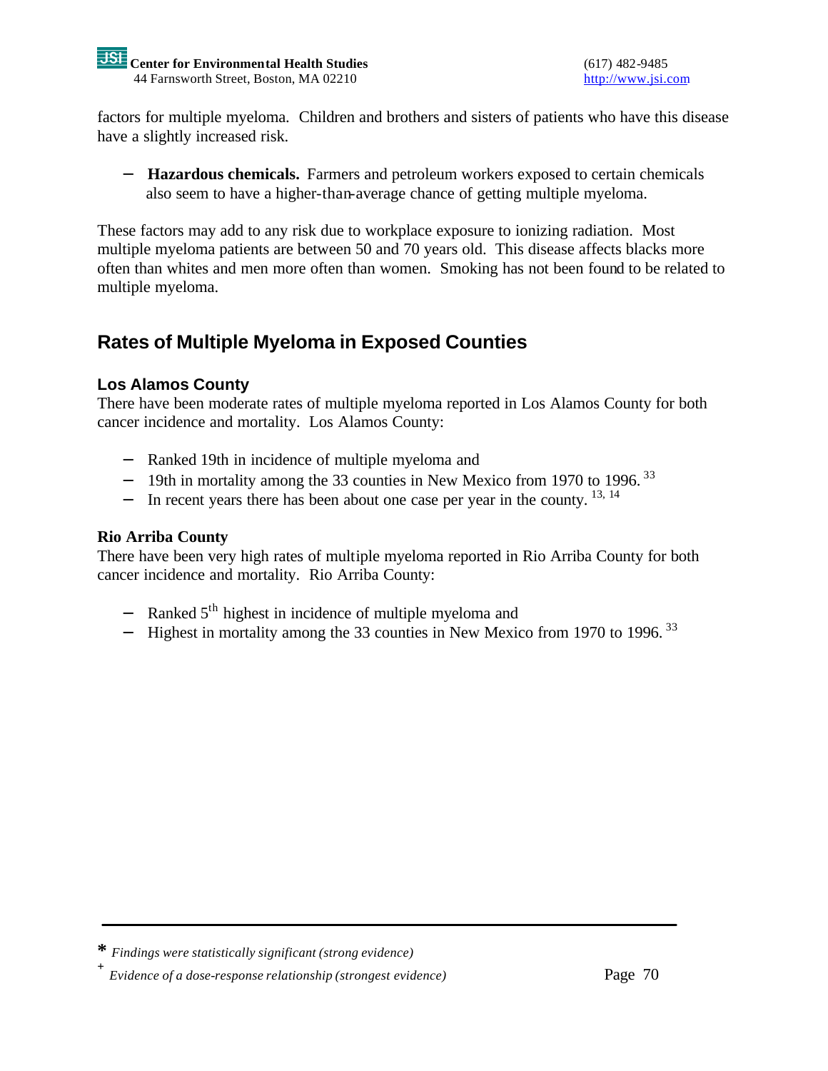factors for multiple myeloma. Children and brothers and sisters of patients who have this disease have a slightly increased risk.

- **Hazardous chemicals.** Farmers and petroleum workers exposed to certain chemicals also seem to have a higher-than-average chance of getting multiple myeloma.

These factors may add to any risk due to workplace exposure to ionizing radiation. Most multiple myeloma patients are between 50 and 70 years old. This disease affects blacks more often than whites and men more often than women. Smoking has not been found to be related to multiple myeloma.

## Rates of Multiple Myeloma in Exposed Counties

### Los Alamos County

There have been moderate rates of multiple myeloma reported in Los Alamos County for both cancer incidence and mortality. Los Alamos County:

- Ranked 19th in incidence of multiple myeloma and
- 19th in mortality among the 33 counties in New Mexico from 1970 to 1996. [33]
- In recent years there has been about one case per year in the county. [13, 14]

### Rio Arriba County

There have been very high rates of multiple myeloma reported in Rio Arriba County for both cancer incidence and mortality. Rio Arriba County:

- Ranked 5th highest in incidence of multiple myeloma and
- Highest in mortality among the 33 counties in New Mexico from 1970 to 1996. [33]

---

\* *Findings were statistically significant (strong evidence)*

\+ *Evidence of a dose-response relationship (strongest evidence)*